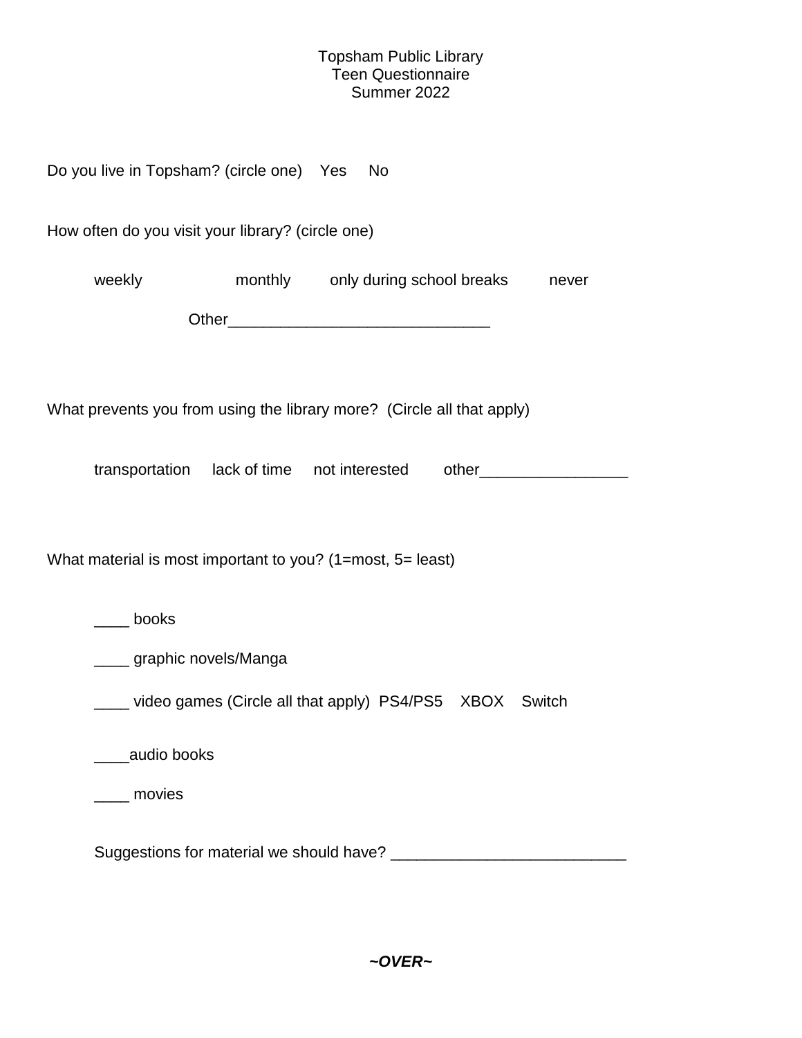Topsham Public Library
Teen Questionnaire
Summer 2022

Do you live in Topsham? (circle one) Yes No

How often do you visit your library? (circle one)

weekly monthly only during school breaks never

Other______________________________

What prevents you from using the library more? (Circle all that apply)

transportation lack of time not interested other_________________

What material is most important to you? (1=most, 5= least)

____ books

____ graphic novels/Manga

____ video games (Circle all that apply) PS4/PS5 XBOX Switch

____audio books

____ movies

Suggestions for material we should have? ___________________________

***~OVER~***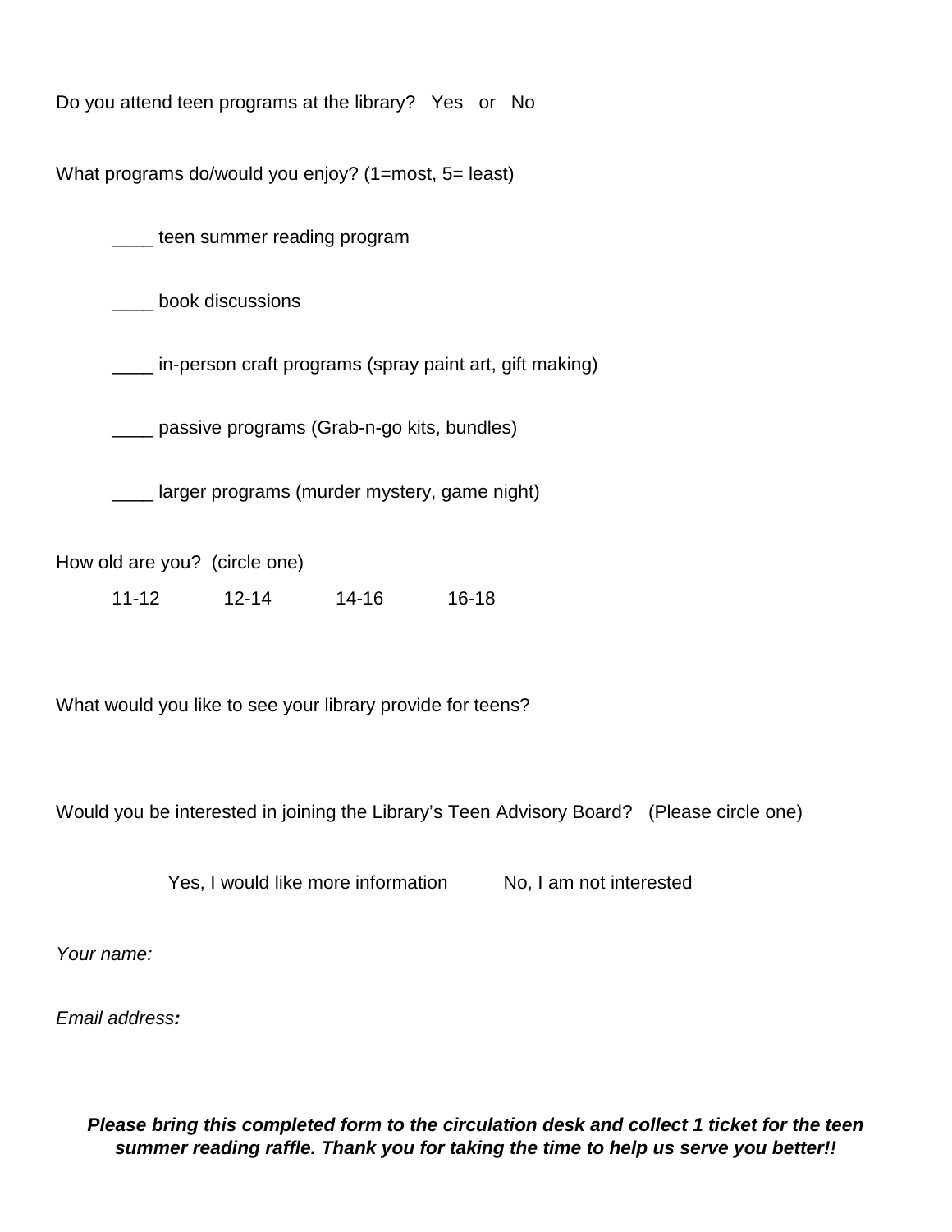Do you attend teen programs at the library?   Yes   or   No

What programs do/would you enjoy? (1=most, 5= least)

____ teen summer reading program

____ book discussions

____ in-person craft programs (spray paint art, gift making)

____ passive programs (Grab-n-go kits, bundles)

____ larger programs (murder mystery, game night)

How old are you?  (circle one)

11-12      12-14      14-16      16-18

What would you like to see your library provide for teens?

Would you be interested in joining the Library's Teen Advisory Board?   (Please circle one)

Yes, I would like more information      No, I am not interested

*Your name:*

*Email address:*

***Please bring this completed form to the circulation desk and collect 1 ticket for the teen summer reading raffle. Thank you for taking the time to help us serve you better!!***